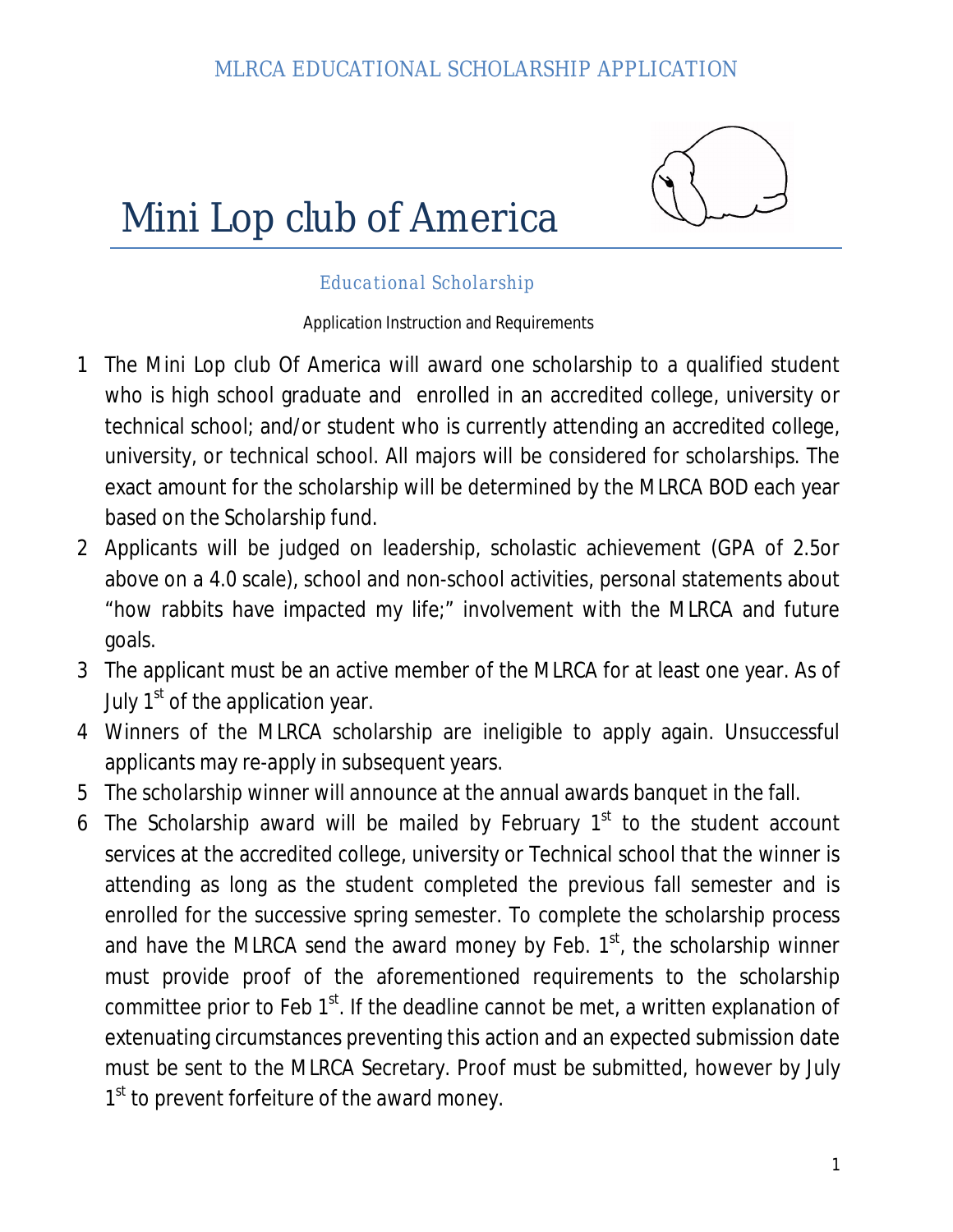MLRCA EDUCATIONAL SCHOLARSHIP APPLICATION

# Mini Lop club of America

## Educational Scholarship

Application Instruction and Requirements

1. The Mini Lop club Of America will award one scholarship to a qualified student who is high school graduate and enrolled in an accredited college, university or technical school; and/or student who is currently attending an accredited college, university, or technical school. All majors will be considered for scholarships. The exact amount for the scholarship will be determined by the MLRCA BOD each year based on the Scholarship fund.
2. Applicants will be judged on leadership, scholastic achievement (GPA of 2.5or above on a 4.0 scale), school and non-school activities, personal statements about "how rabbits have impacted my life;" involvement with the MLRCA and future goals.
3. The applicant must be an active member of the MLRCA for at least one year. As of July 1st of the application year.
4. Winners of the MLRCA scholarship are ineligible to apply again. Unsuccessful applicants may re-apply in subsequent years.
5. The scholarship winner will announce at the annual awards banquet in the fall.
6. The Scholarship award will be mailed by February 1st to the student account services at the accredited college, university or Technical school that the winner is attending as long as the student completed the previous fall semester and is enrolled for the successive spring semester. To complete the scholarship process and have the MLRCA send the award money by Feb. 1st, the scholarship winner must provide proof of the aforementioned requirements to the scholarship committee prior to Feb 1st. If the deadline cannot be met, a written explanation of extenuating circumstances preventing this action and an expected submission date must be sent to the MLRCA Secretary. Proof must be submitted, however by July 1st to prevent forfeiture of the award money.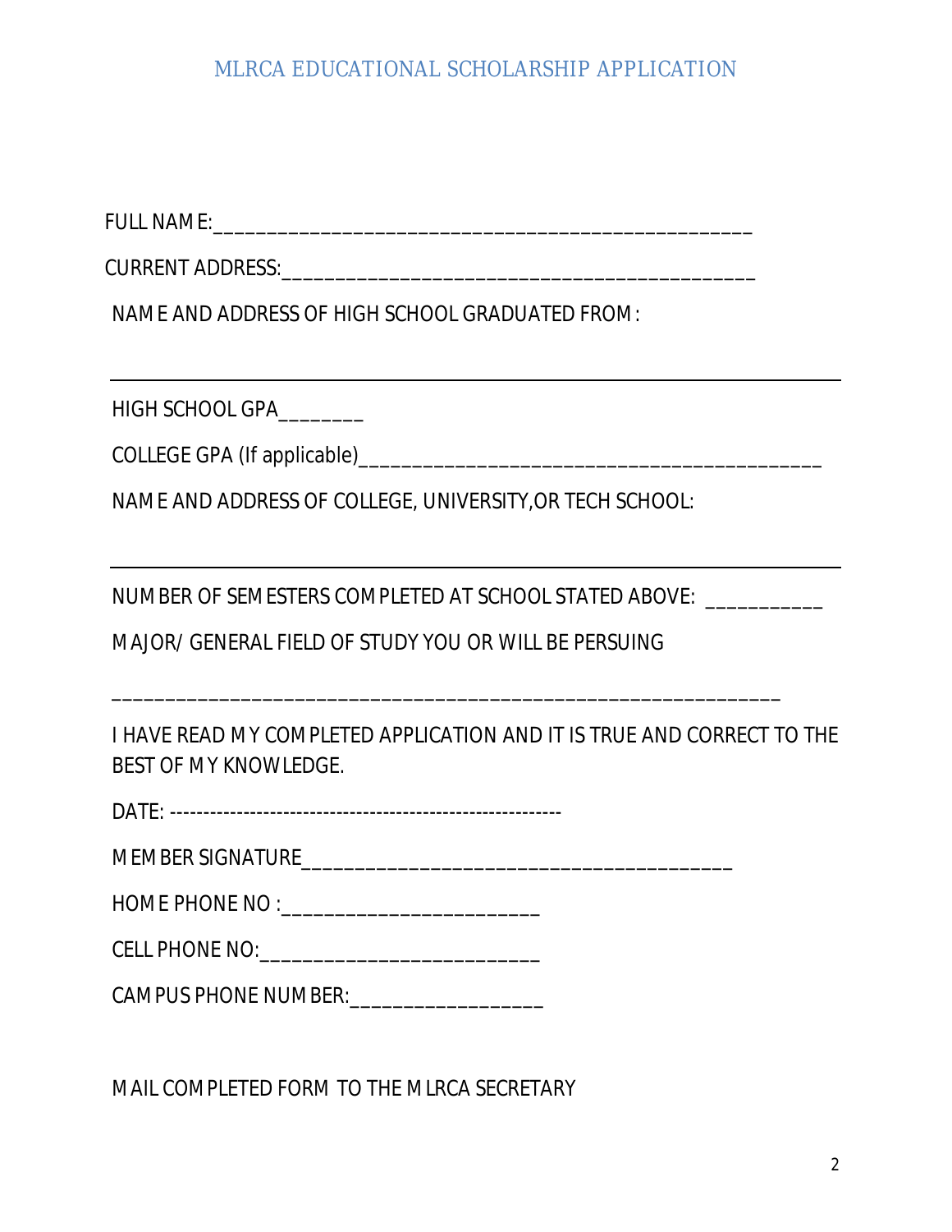# MLRCA EDUCATIONAL SCHOLARSHIP APPLICATION

FULL NAME:_________________________________________________

CURRENT ADDRESS:____________________________________________

NAME AND ADDRESS OF HIGH SCHOOL GRADUATED FROM:

_____________________________________________________________

HIGH SCHOOL GPA________

COLLEGE GPA (If applicable)__________________________________________

NAME AND ADDRESS OF COLLEGE, UNIVERSITY,OR TECH SCHOOL:

_____________________________________________________________

NUMBER OF SEMESTERS COMPLETED AT SCHOOL STATED ABOVE: ___________

MAJOR/ GENERAL FIELD OF STUDY YOU OR WILL BE PERSUING

_____________________________________________________________

I HAVE READ MY COMPLETED APPLICATION AND IT IS TRUE AND CORRECT TO THE BEST OF MY KNOWLEDGE.

DATE: ----------------------------------------------------------

MEMBER SIGNATURE_______________________________________

HOME PHONE NO :_______________________

CELL PHONE NO:_________________________

CAMPUS PHONE NUMBER:_________________

MAIL COMPLETED FORM TO THE MLRCA SECRETARY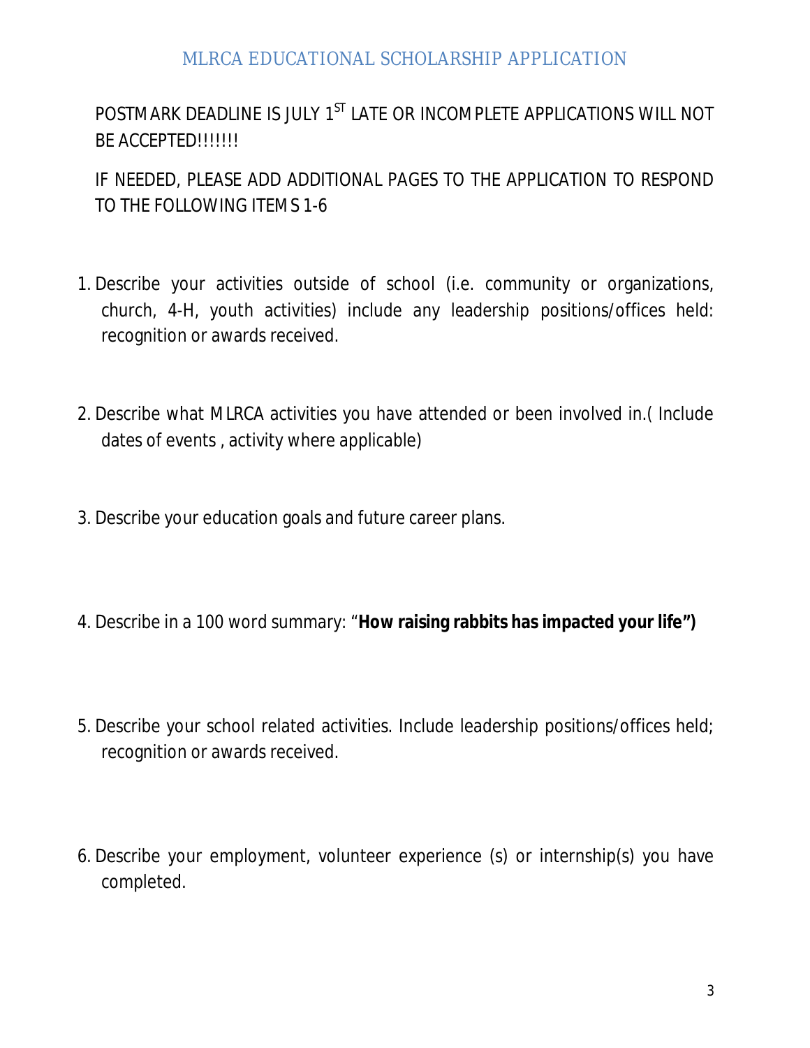# MLRCA EDUCATIONAL SCHOLARSHIP APPLICATION

POSTMARK DEADLINE IS JULY 1ST LATE OR INCOMPLETE APPLICATIONS WILL NOT BE ACCEPTED!!!!!!!

IF NEEDED, PLEASE ADD ADDITIONAL PAGES TO THE APPLICATION TO RESPOND TO THE FOLLOWING ITEMS 1-6

1. Describe your activities outside of school (i.e. community or organizations, church, 4-H, youth activities) include any leadership positions/offices held: recognition or awards received.

2. Describe what MLRCA activities you have attended or been involved in.( Include dates of events , activity where applicable)

3. Describe your education goals and future career plans.

4. Describe in a 100 word summary: "**How raising rabbits has impacted your life")**

5. Describe your school related activities. Include leadership positions/offices held; recognition or awards received.

6. Describe your employment, volunteer experience (s) or internship(s) you have completed.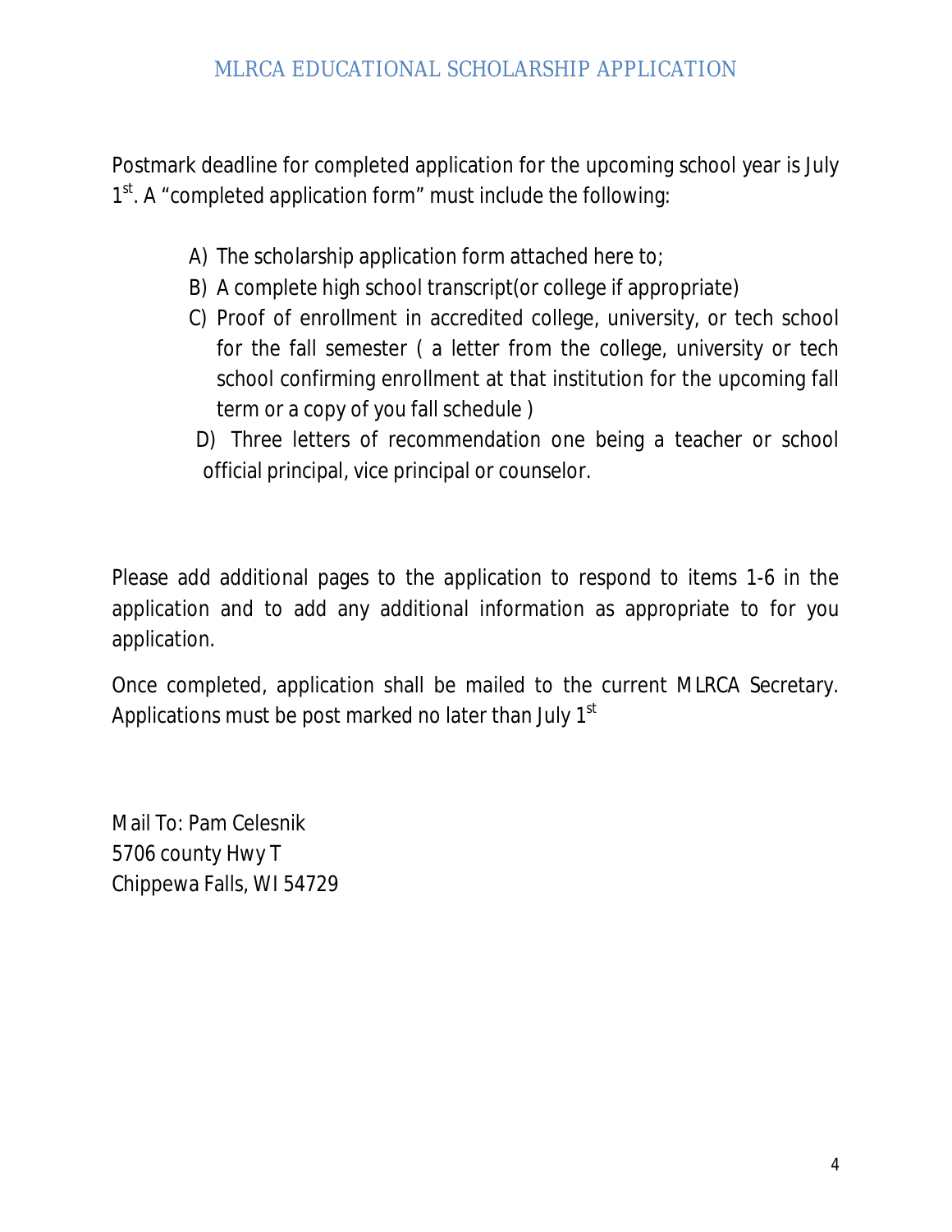# MLRCA EDUCATIONAL SCHOLARSHIP APPLICATION

Postmark deadline for completed application for the upcoming school year is July 1st. A "completed application form" must include the following:

A) The scholarship application form attached here to;
B) A complete high school transcript(or college if appropriate)
C) Proof of enrollment in accredited college, university, or tech school for the fall semester ( a letter from the college, university or tech school confirming enrollment at that institution for the upcoming fall term or a copy of you fall schedule )
D) Three letters of recommendation one being a teacher or school official principal, vice principal or counselor.

Please add additional pages to the application to respond to items 1-6 in the application and to add any additional information as appropriate to for you application.

Once completed, application shall be mailed to the current MLRCA Secretary. Applications must be post marked no later than July 1st

Mail To: Pam Celesnik
5706 county Hwy T
Chippewa Falls, WI 54729